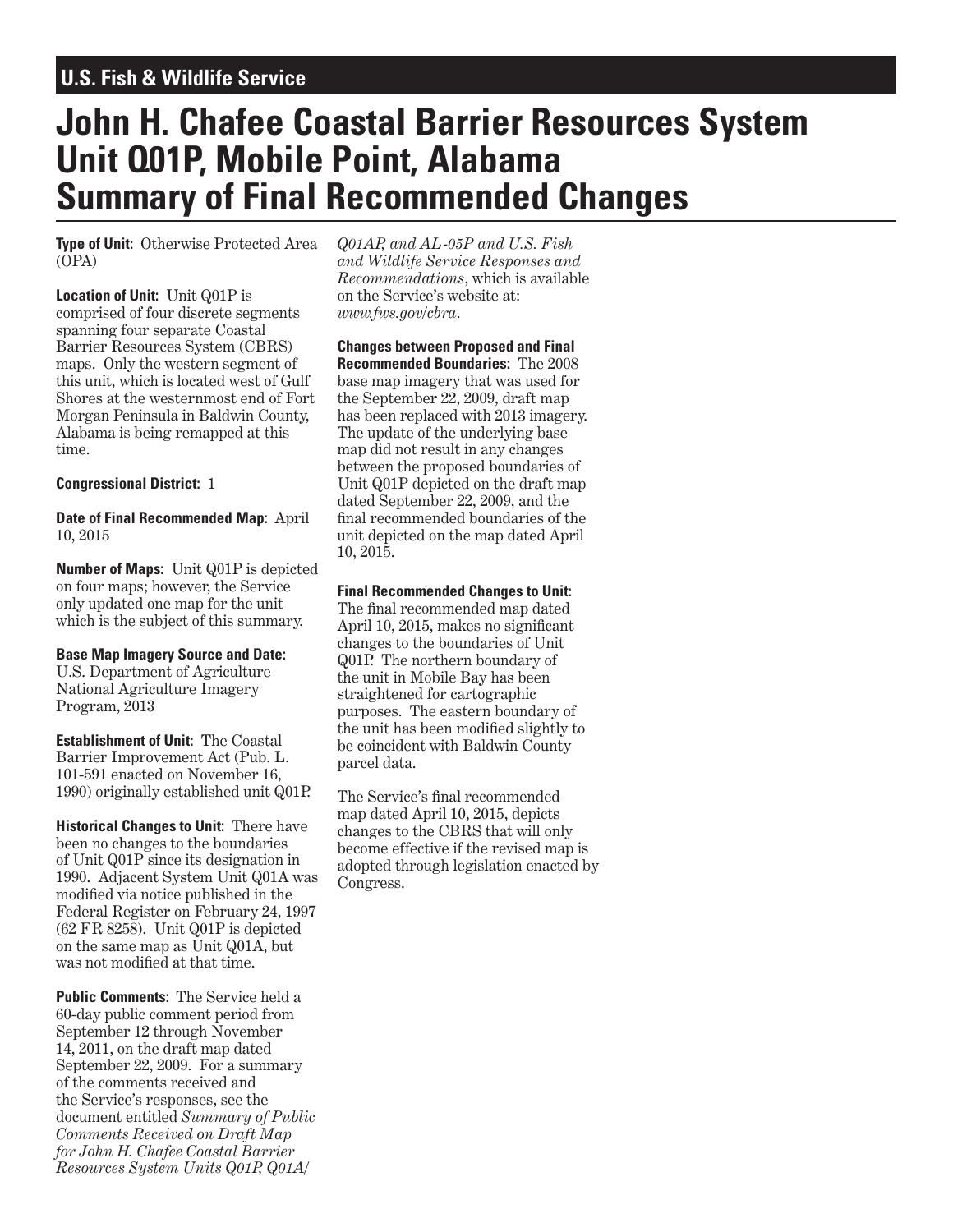**U.S. Fish & Wildlife Service**

# John H. Chafee Coastal Barrier Resources System Unit Q01P, Mobile Point, Alabama Summary of Final Recommended Changes

**Type of Unit:** Otherwise Protected Area (OPA)

**Location of Unit:** Unit Q01P is comprised of four discrete segments spanning four separate Coastal Barrier Resources System (CBRS) maps. Only the western segment of this unit, which is located west of Gulf Shores at the westernmost end of Fort Morgan Peninsula in Baldwin County, Alabama is being remapped at this time.

**Congressional District:** 1

**Date of Final Recommended Map:** April 10, 2015

**Number of Maps:** Unit Q01P is depicted on four maps; however, the Service only updated one map for the unit which is the subject of this summary.

**Base Map Imagery Source and Date:** U.S. Department of Agriculture National Agriculture Imagery Program, 2013

**Establishment of Unit:** The Coastal Barrier Improvement Act (Pub. L. 101-591 enacted on November 16, 1990) originally established unit Q01P.

**Historical Changes to Unit:** There have been no changes to the boundaries of Unit Q01P since its designation in 1990. Adjacent System Unit Q01A was modified via notice published in the Federal Register on February 24, 1997 (62 FR 8258). Unit Q01P is depicted on the same map as Unit Q01A, but was not modified at that time.

**Public Comments:** The Service held a 60-day public comment period from September 12 through November 14, 2011, on the draft map dated September 22, 2009. For a summary of the comments received and the Service's responses, see the document entitled *Summary of Public Comments Received on Draft Map for John H. Chafee Coastal Barrier Resources System Units Q01P, Q01A/Q01AP, and AL-05P and U.S. Fish and Wildlife Service Responses and Recommendations*, which is available on the Service's website at: *www.fws.gov/cbra*.

**Changes between Proposed and Final Recommended Boundaries:** The 2008 base map imagery that was used for the September 22, 2009, draft map has been replaced with 2013 imagery. The update of the underlying base map did not result in any changes between the proposed boundaries of Unit Q01P depicted on the draft map dated September 22, 2009, and the final recommended boundaries of the unit depicted on the map dated April 10, 2015.

**Final Recommended Changes to Unit:** The final recommended map dated April 10, 2015, makes no significant changes to the boundaries of Unit Q01P. The northern boundary of the unit in Mobile Bay has been straightened for cartographic purposes. The eastern boundary of the unit has been modified slightly to be coincident with Baldwin County parcel data.

The Service's final recommended map dated April 10, 2015, depicts changes to the CBRS that will only become effective if the revised map is adopted through legislation enacted by Congress.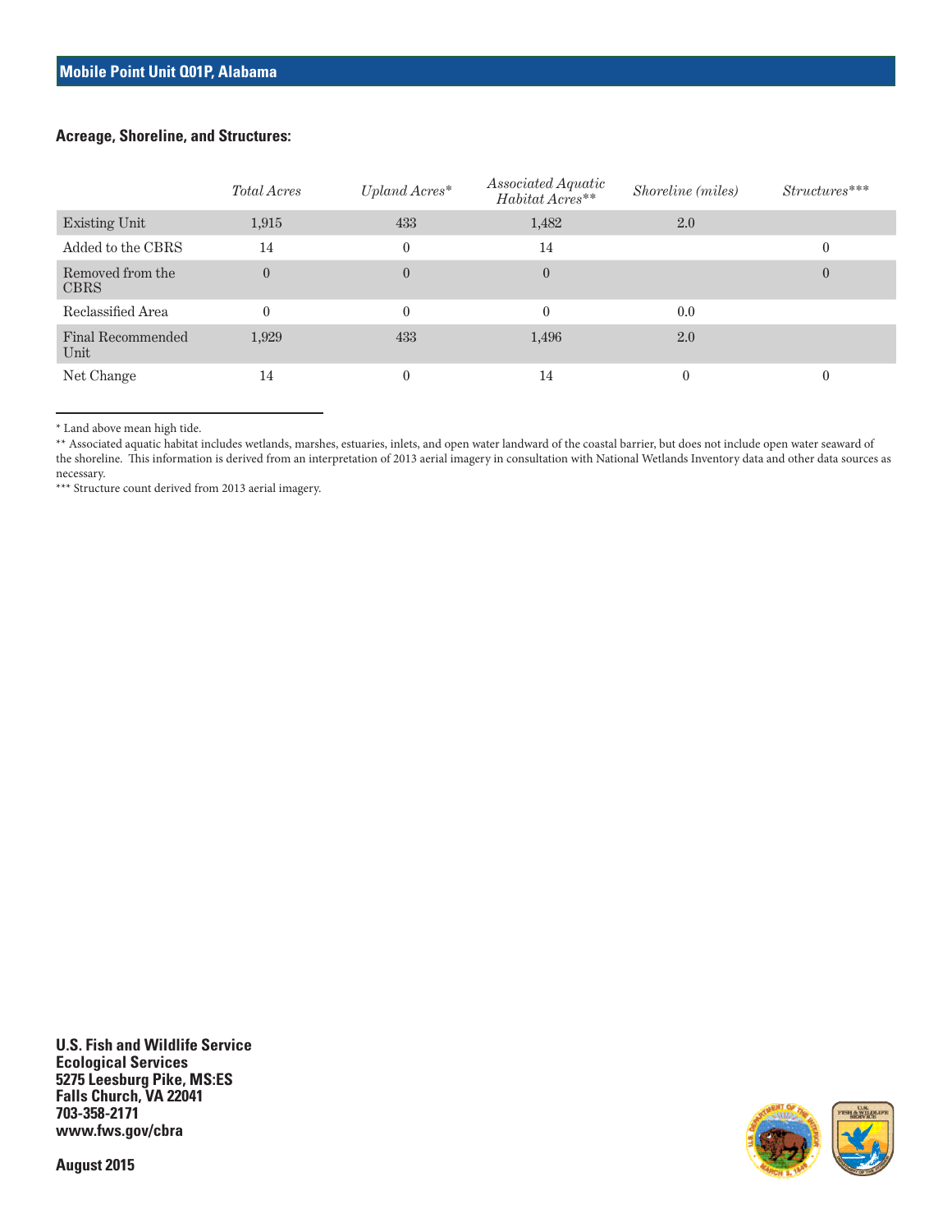## Mobile Point Unit Q01P, Alabama

### Acreage, Shoreline, and Structures:

| | *Total Acres* | *Upland Acres** | *Associated Aquatic Habitat Acres*** | *Shoreline (miles)* | *Structures**** |
|---|---|---|---|---|---|
| Existing Unit | 1,915 | 433 | 1,482 | 2.0 | |
| Added to the CBRS | 14 | 0 | 14 | | 0 |
| Removed from the CBRS | 0 | 0 | 0 | | 0 |
| Reclassified Area | 0 | 0 | 0 | 0.0 | |
| Final Recommended Unit | 1,929 | 433 | 1,496 | 2.0 | |
| Net Change | 14 | 0 | 14 | 0 | 0 |

* Land above mean high tide.

** Associated aquatic habitat includes wetlands, marshes, estuaries, inlets, and open water landward of the coastal barrier, but does not include open water seaward of the shoreline. This information is derived from an interpretation of 2013 aerial imagery in consultation with National Wetlands Inventory data and other data sources as necessary.

*** Structure count derived from 2013 aerial imagery.

**U.S. Fish and Wildlife Service**
**Ecological Services**
**5275 Leesburg Pike, MS:ES**
**Falls Church, VA 22041**
**703-358-2171**
**www.fws.gov/cbra**

**August 2015**